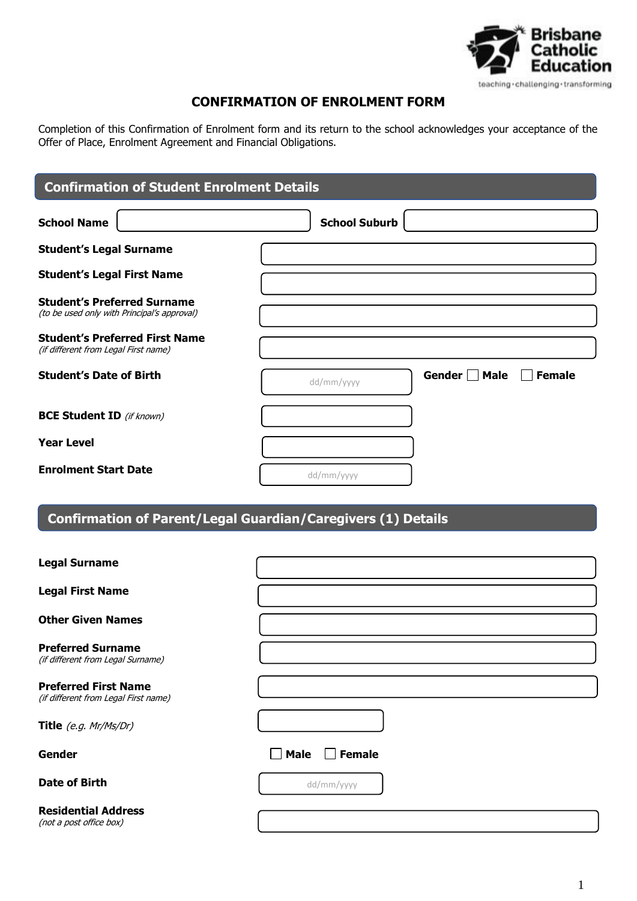# CONFIRMATION OF ENROLMENT FORM

Completion of this Confirmation of Enrolment form and its return to the school acknowledges your acceptance of the Offer of Place, Enrolment Agreement and Financial Obligations.

## Confirmation of Student Enrolment Details

**School Name** ____________ **School Suburb** ____________

**Student's Legal Surname** ____________

**Student's Legal First Name** ____________

**Student's Preferred Surname**
*(to be used only with Principal's approval)* ____________

**Student's Preferred First Name**
*(if different from Legal First name)* ____________

**Student's Date of Birth** dd/mm/yyyy **Gender** ☐ **Male** ☐ **Female**

**BCE Student ID** *(if known)* ____________

**Year Level** ____________

**Enrolment Start Date** dd/mm/yyyy

## Confirmation of Parent/Legal Guardian/Caregivers (1) Details

**Legal Surname** ____________

**Legal First Name** ____________

**Other Given Names** ____________

**Preferred Surname**
*(if different from Legal Surname)* ____________

**Preferred First Name**
*(if different from Legal First name)* ____________

**Title** *(e.g. Mr/Ms/Dr)* ____________

**Gender** ☐ **Male** ☐ **Female**

**Date of Birth** dd/mm/yyyy

**Residential Address**
*(not a post office box)* ____________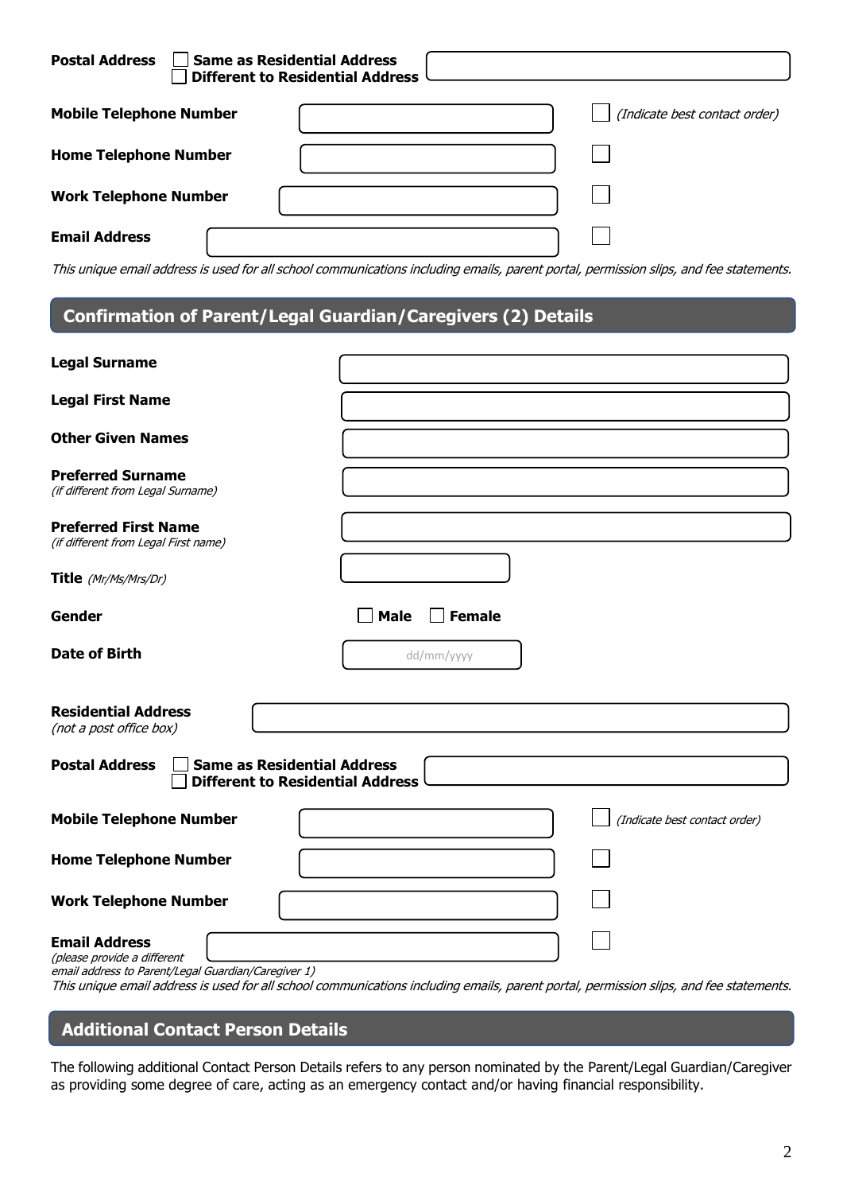**Postal Address** ☐ **Same as Residential Address** ☐ **Different to Residential Address**

**Mobile Telephone Number** ☐ *(Indicate best contact order)*

**Home Telephone Number** ☐

**Work Telephone Number** ☐

**Email Address** ☐

*This unique email address is used for all school communications including emails, parent portal, permission slips, and fee statements.*

## Confirmation of Parent/Legal Guardian/Caregivers (2) Details

**Legal Surname**

**Legal First Name**

**Other Given Names**

**Preferred Surname**
*(if different from Legal Surname)*

**Preferred First Name**
*(if different from Legal First name)*

**Title** *(Mr/Ms/Mrs/Dr)*

**Gender** ☐ **Male** ☐ **Female**

**Date of Birth** dd/mm/yyyy

**Residential Address**
*(not a post office box)*

**Postal Address** ☐ **Same as Residential Address** ☐ **Different to Residential Address**

**Mobile Telephone Number** ☐ *(Indicate best contact order)*

**Home Telephone Number** ☐

**Work Telephone Number** ☐

**Email Address** ☐
*(please provide a different email address to Parent/Legal Guardian/Caregiver 1)*

*This unique email address is used for all school communications including emails, parent portal, permission slips, and fee statements.*

## Additional Contact Person Details

The following additional Contact Person Details refers to any person nominated by the Parent/Legal Guardian/Caregiver as providing some degree of care, acting as an emergency contact and/or having financial responsibility.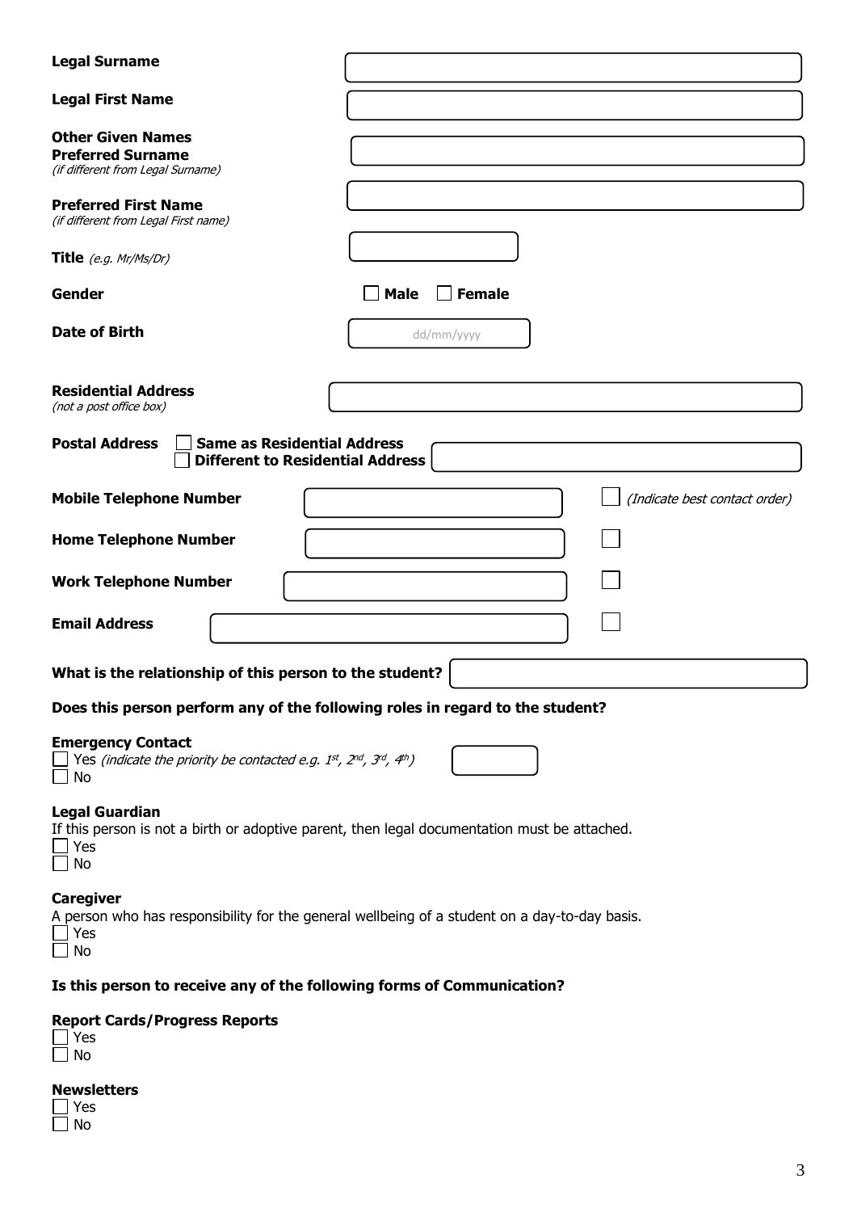**Legal Surname**

**Legal First Name**

**Other Given Names**

**Preferred Surname**
*(if different from Legal Surname)*

**Preferred First Name**
*(if different from Legal First name)*

**Title** *(e.g. Mr/Ms/Dr)*

**Gender** ☐ **Male** ☐ **Female**

**Date of Birth** dd/mm/yyyy

**Residential Address**
*(not a post office box)*

**Postal Address** ☐ **Same as Residential Address**
☐ **Different to Residential Address**

**Mobile Telephone Number** ☐ *(Indicate best contact order)*

**Home Telephone Number** ☐

**Work Telephone Number** ☐

**Email Address** ☐

**What is the relationship of this person to the student?**

**Does this person perform any of the following roles in regard to the student?**

**Emergency Contact**

☐ Yes *(indicate the priority be contacted e.g. 1st, 2nd, 3rd, 4th)*
☐ No

**Legal Guardian**

If this person is not a birth or adoptive parent, then legal documentation must be attached.

☐ Yes
☐ No

**Caregiver**

A person who has responsibility for the general wellbeing of a student on a day-to-day basis.

☐ Yes
☐ No

**Is this person to receive any of the following forms of Communication?**

**Report Cards/Progress Reports**

☐ Yes
☐ No

**Newsletters**

☐ Yes
☐ No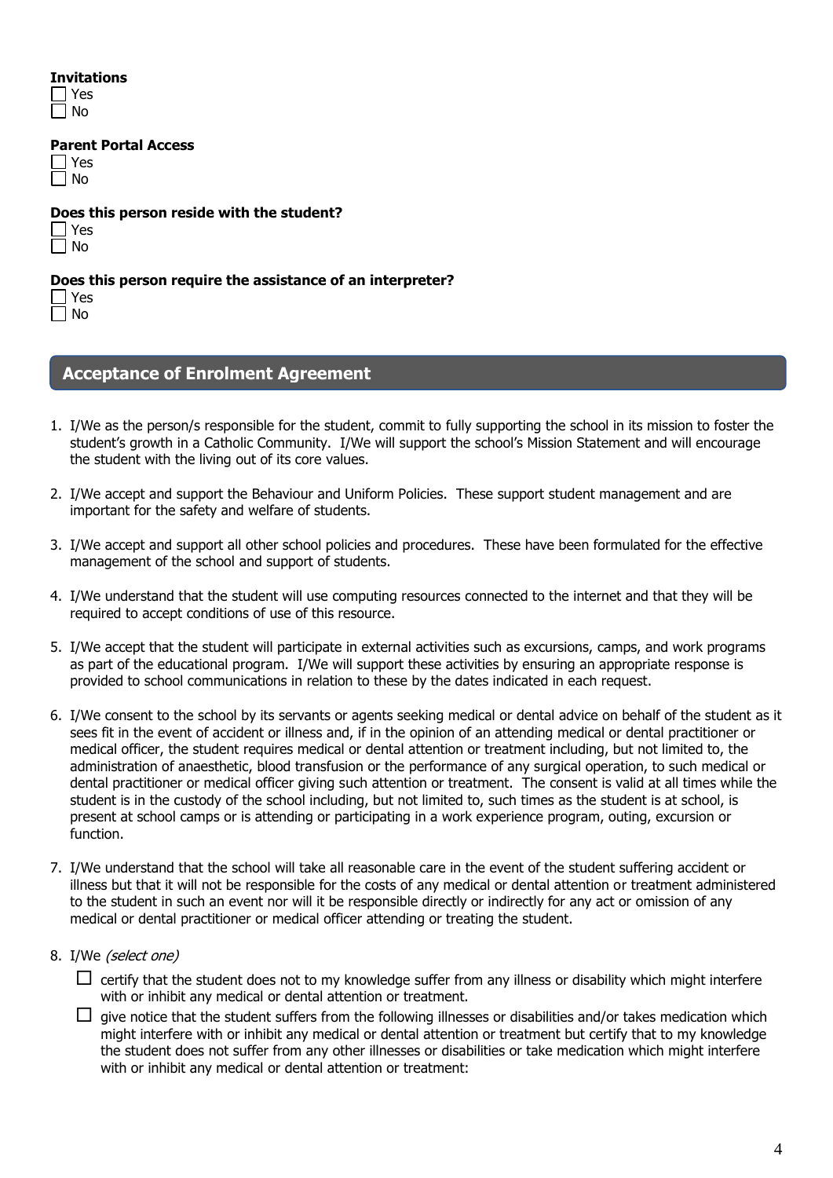**Invitations**

☐ Yes
☐ No

**Parent Portal Access**

☐ Yes
☐ No

**Does this person reside with the student?**

☐ Yes
☐ No

**Does this person require the assistance of an interpreter?**

☐ Yes
☐ No

## Acceptance of Enrolment Agreement

1. I/We as the person/s responsible for the student, commit to fully supporting the school in its mission to foster the student's growth in a Catholic Community. I/We will support the school's Mission Statement and will encourage the student with the living out of its core values.

2. I/We accept and support the Behaviour and Uniform Policies. These support student management and are important for the safety and welfare of students.

3. I/We accept and support all other school policies and procedures. These have been formulated for the effective management of the school and support of students.

4. I/We understand that the student will use computing resources connected to the internet and that they will be required to accept conditions of use of this resource.

5. I/We accept that the student will participate in external activities such as excursions, camps, and work programs as part of the educational program. I/We will support these activities by ensuring an appropriate response is provided to school communications in relation to these by the dates indicated in each request.

6. I/We consent to the school by its servants or agents seeking medical or dental advice on behalf of the student as it sees fit in the event of accident or illness and, if in the opinion of an attending medical or dental practitioner or medical officer, the student requires medical or dental attention or treatment including, but not limited to, the administration of anaesthetic, blood transfusion or the performance of any surgical operation, to such medical or dental practitioner or medical officer giving such attention or treatment. The consent is valid at all times while the student is in the custody of the school including, but not limited to, such times as the student is at school, is present at school camps or is attending or participating in a work experience program, outing, excursion or function.

7. I/We understand that the school will take all reasonable care in the event of the student suffering accident or illness but that it will not be responsible for the costs of any medical or dental attention or treatment administered to the student in such an event nor will it be responsible directly or indirectly for any act or omission of any medical or dental practitioner or medical officer attending or treating the student.

8. I/We *(select one)*

   ☐ certify that the student does not to my knowledge suffer from any illness or disability which might interfere with or inhibit any medical or dental attention or treatment.

   ☐ give notice that the student suffers from the following illnesses or disabilities and/or takes medication which might interfere with or inhibit any medical or dental attention or treatment but certify that to my knowledge the student does not suffer from any other illnesses or disabilities or take medication which might interfere with or inhibit any medical or dental attention or treatment: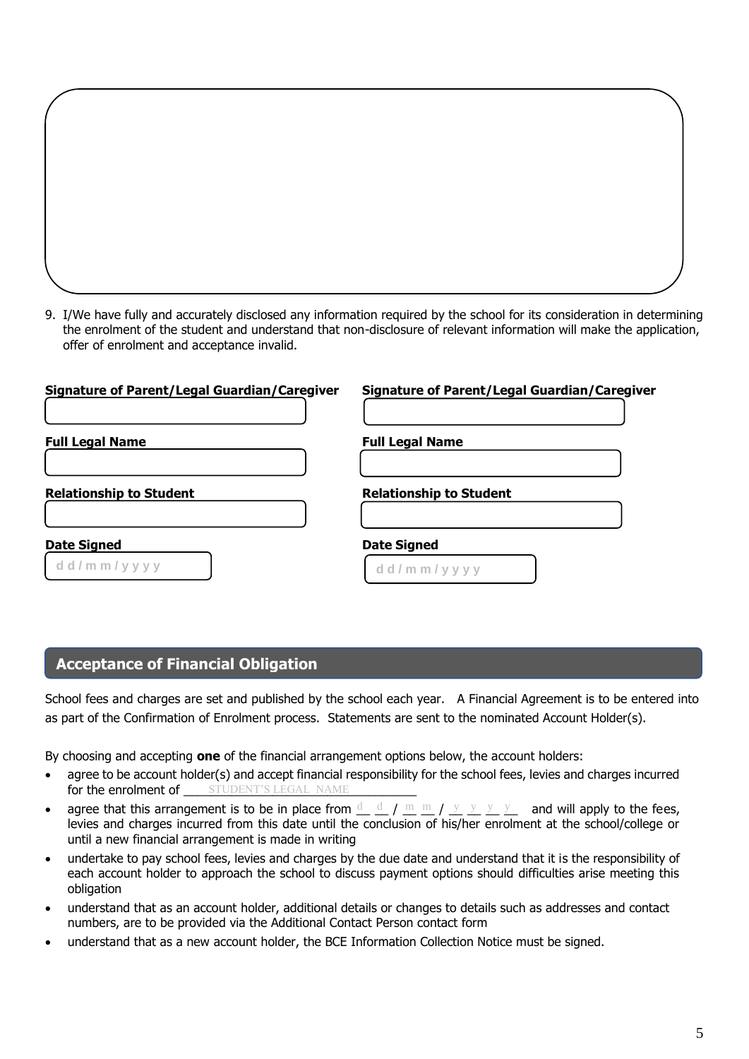9. I/We have fully and accurately disclosed any information required by the school for its consideration in determining the enrolment of the student and understand that non-disclosure of relevant information will make the application, offer of enrolment and acceptance invalid.

| **Signature of Parent/Legal Guardian/Caregiver** | **Signature of Parent/Legal Guardian/Caregiver** |
|---|---|
| | |
| **Full Legal Name** | **Full Legal Name** |
| | |
| **Relationship to Student** | **Relationship to Student** |
| | |
| **Date Signed** | **Date Signed** |
| d d / m m / y y y y | d d / m m / y y y y |

## Acceptance of Financial Obligation

School fees and charges are set and published by the school each year. A Financial Agreement is to be entered into as part of the Confirmation of Enrolment process. Statements are sent to the nominated Account Holder(s).

By choosing and accepting **one** of the financial arrangement options below, the account holders:

- agree to be account holder(s) and accept financial responsibility for the school fees, levies and charges incurred for the enrolment of ____STUDENT'S LEGAL NAME____________
- agree that this arrangement is to be in place from d d / m m / y y y y and will apply to the fees, levies and charges incurred from this date until the conclusion of his/her enrolment at the school/college or until a new financial arrangement is made in writing
- undertake to pay school fees, levies and charges by the due date and understand that it is the responsibility of each account holder to approach the school to discuss payment options should difficulties arise meeting this obligation
- understand that as an account holder, additional details or changes to details such as addresses and contact numbers, are to be provided via the Additional Contact Person contact form
- understand that as a new account holder, the BCE Information Collection Notice must be signed.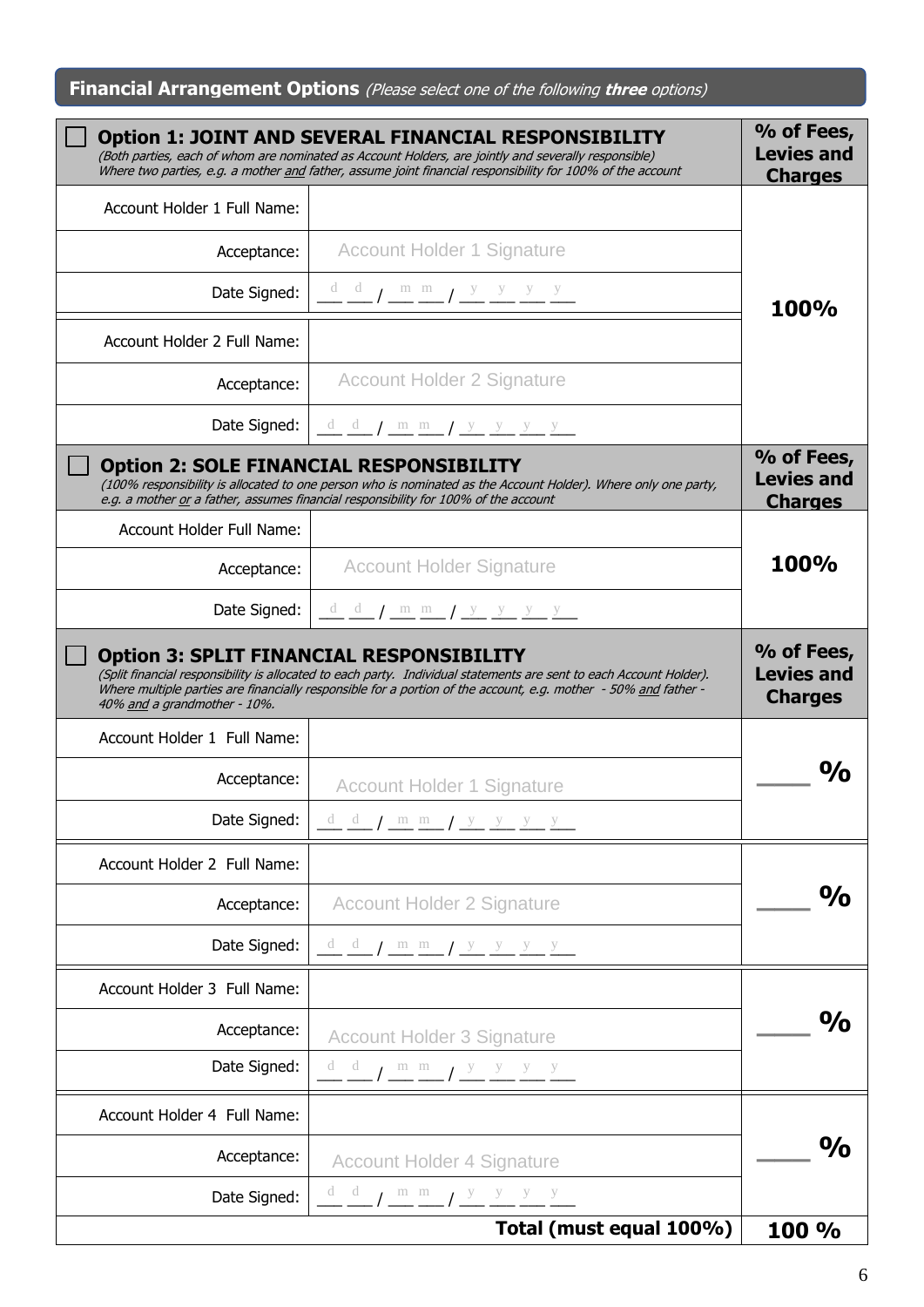## Financial Arrangement Options *(Please select one of the following **three** options)*

| ☐ **Option 1: JOINT AND SEVERAL FINANCIAL RESPONSIBILITY** *(Both parties, each of whom are nominated as Account Holders, are jointly and severally responsible) Where two parties, e.g. a mother and father, assume joint financial responsibility for 100% of the account* | | **% of Fees, Levies and Charges** |
|---|---|---|
| Account Holder 1 Full Name: | | **100%** |
| Acceptance: | Account Holder 1 Signature | |
| Date Signed: | d d / m m / y y y y | |
| Account Holder 2 Full Name: | | |
| Acceptance: | Account Holder 2 Signature | |
| Date Signed: | d d / m m / y y y y | |

| ☐ **Option 2: SOLE FINANCIAL RESPONSIBILITY** *(100% responsibility is allocated to one person who is nominated as the Account Holder). Where only one party, e.g. a mother or a father, assumes financial responsibility for 100% of the account* | | **% of Fees, Levies and Charges** |
|---|---|---|
| Account Holder Full Name: | | **100%** |
| Acceptance: | Account Holder Signature | |
| Date Signed: | d d / m m / y y y y | |

| ☐ **Option 3: SPLIT FINANCIAL RESPONSIBILITY** *(Split financial responsibility is allocated to each party. Individual statements are sent to each Account Holder). Where multiple parties are financially responsible for a portion of the account, e.g. mother - 50% and father - 40% and a grandmother - 10%.* | | **% of Fees, Levies and Charges** |
|---|---|---|
| Account Holder 1 Full Name: | | ____ % |
| Acceptance: | Account Holder 1 Signature | |
| Date Signed: | d d / m m / y y y y | |
| Account Holder 2 Full Name: | | ____ % |
| Acceptance: | Account Holder 2 Signature | |
| Date Signed: | d d / m m / y y y y | |
| Account Holder 3 Full Name: | | ____ % |
| Acceptance: | Account Holder 3 Signature | |
| Date Signed: | d d / m m / y y y y | |
| Account Holder 4 Full Name: | | ____ % |
| Acceptance: | Account Holder 4 Signature | |
| Date Signed: | d d / m m / y y y y | |
| | **Total (must equal 100%)** | **100 %** |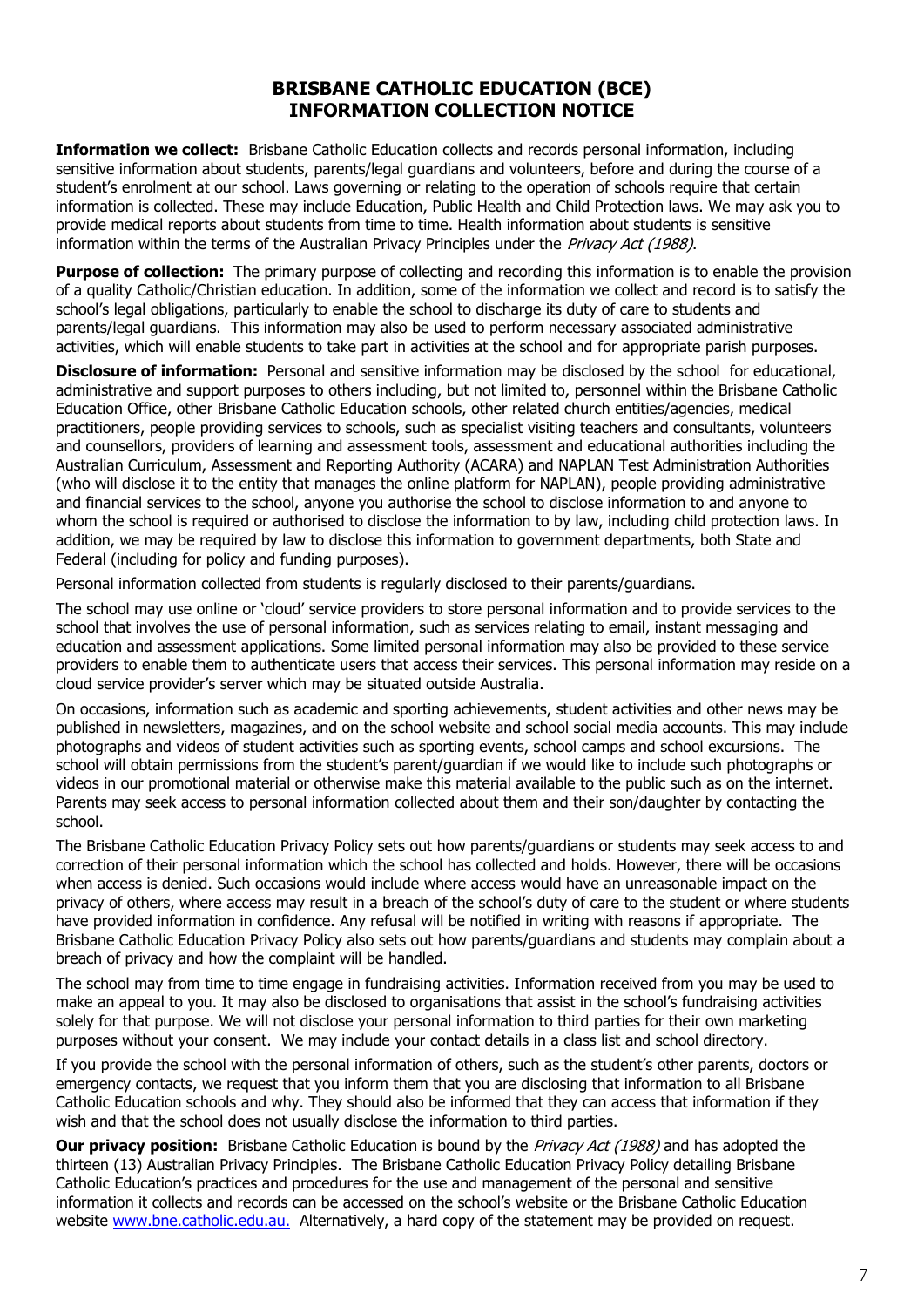# BRISBANE CATHOLIC EDUCATION (BCE)
# INFORMATION COLLECTION NOTICE

**Information we collect:** Brisbane Catholic Education collects and records personal information, including sensitive information about students, parents/legal guardians and volunteers, before and during the course of a student's enrolment at our school. Laws governing or relating to the operation of schools require that certain information is collected. These may include Education, Public Health and Child Protection laws. We may ask you to provide medical reports about students from time to time. Health information about students is sensitive information within the terms of the Australian Privacy Principles under the *Privacy Act (1988)*.

**Purpose of collection:** The primary purpose of collecting and recording this information is to enable the provision of a quality Catholic/Christian education. In addition, some of the information we collect and record is to satisfy the school's legal obligations, particularly to enable the school to discharge its duty of care to students and parents/legal guardians. This information may also be used to perform necessary associated administrative activities, which will enable students to take part in activities at the school and for appropriate parish purposes.

**Disclosure of information:** Personal and sensitive information may be disclosed by the school for educational, administrative and support purposes to others including, but not limited to, personnel within the Brisbane Catholic Education Office, other Brisbane Catholic Education schools, other related church entities/agencies, medical practitioners, people providing services to schools, such as specialist visiting teachers and consultants, volunteers and counsellors, providers of learning and assessment tools, assessment and educational authorities including the Australian Curriculum, Assessment and Reporting Authority (ACARA) and NAPLAN Test Administration Authorities (who will disclose it to the entity that manages the online platform for NAPLAN), people providing administrative and financial services to the school, anyone you authorise the school to disclose information to and anyone to whom the school is required or authorised to disclose the information to by law, including child protection laws. In addition, we may be required by law to disclose this information to government departments, both State and Federal (including for policy and funding purposes).

Personal information collected from students is regularly disclosed to their parents/guardians.

The school may use online or 'cloud' service providers to store personal information and to provide services to the school that involves the use of personal information, such as services relating to email, instant messaging and education and assessment applications. Some limited personal information may also be provided to these service providers to enable them to authenticate users that access their services. This personal information may reside on a cloud service provider's server which may be situated outside Australia.

On occasions, information such as academic and sporting achievements, student activities and other news may be published in newsletters, magazines, and on the school website and school social media accounts. This may include photographs and videos of student activities such as sporting events, school camps and school excursions. The school will obtain permissions from the student's parent/guardian if we would like to include such photographs or videos in our promotional material or otherwise make this material available to the public such as on the internet. Parents may seek access to personal information collected about them and their son/daughter by contacting the school.

The Brisbane Catholic Education Privacy Policy sets out how parents/guardians or students may seek access to and correction of their personal information which the school has collected and holds. However, there will be occasions when access is denied. Such occasions would include where access would have an unreasonable impact on the privacy of others, where access may result in a breach of the school's duty of care to the student or where students have provided information in confidence. Any refusal will be notified in writing with reasons if appropriate. The Brisbane Catholic Education Privacy Policy also sets out how parents/guardians and students may complain about a breach of privacy and how the complaint will be handled.

The school may from time to time engage in fundraising activities. Information received from you may be used to make an appeal to you. It may also be disclosed to organisations that assist in the school's fundraising activities solely for that purpose. We will not disclose your personal information to third parties for their own marketing purposes without your consent. We may include your contact details in a class list and school directory.

If you provide the school with the personal information of others, such as the student's other parents, doctors or emergency contacts, we request that you inform them that you are disclosing that information to all Brisbane Catholic Education schools and why. They should also be informed that they can access that information if they wish and that the school does not usually disclose the information to third parties.

**Our privacy position:** Brisbane Catholic Education is bound by the *Privacy Act (1988)* and has adopted the thirteen (13) Australian Privacy Principles. The Brisbane Catholic Education Privacy Policy detailing Brisbane Catholic Education's practices and procedures for the use and management of the personal and sensitive information it collects and records can be accessed on the school's website or the Brisbane Catholic Education website [www.bne.catholic.edu.au.](http://www.bne.catholic.edu.au) Alternatively, a hard copy of the statement may be provided on request.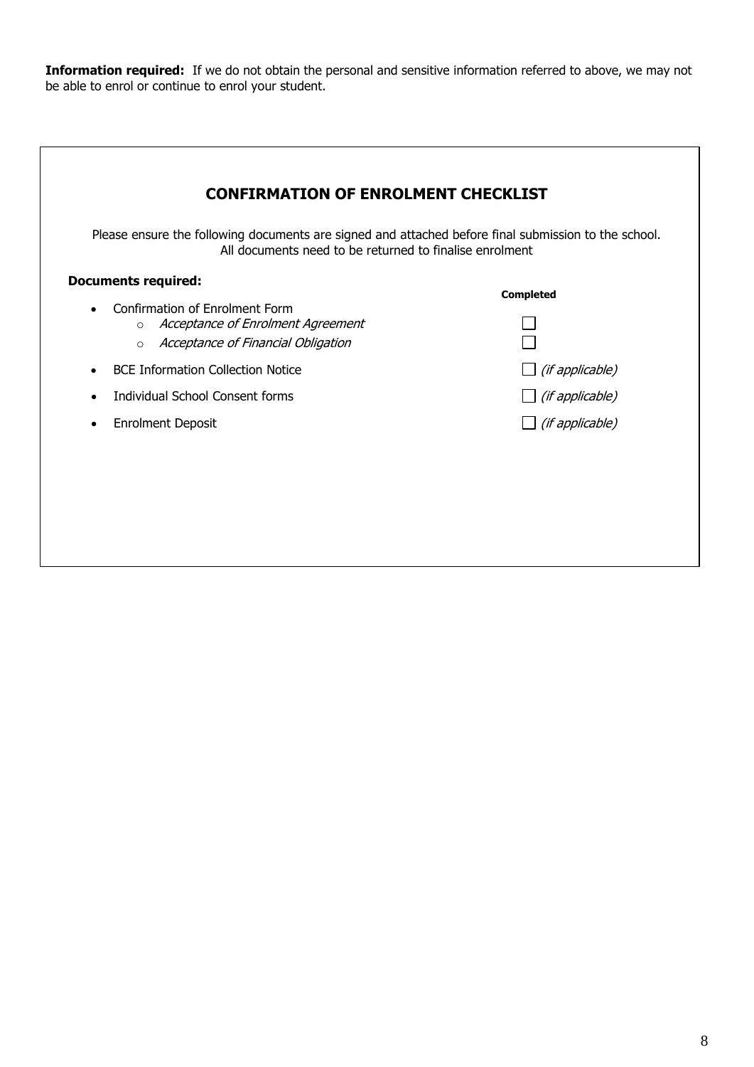**Information required:** If we do not obtain the personal and sensitive information referred to above, we may not be able to enrol or continue to enrol your student.

## CONFIRMATION OF ENROLMENT CHECKLIST

Please ensure the following documents are signed and attached before final submission to the school. All documents need to be returned to finalise enrolment

**Documents required:**

| Document | **Completed** |
| --- | --- |
| • Confirmation of Enrolment Form | |
| ○ *Acceptance of Enrolment Agreement* | ☐ |
| ○ *Acceptance of Financial Obligation* | ☐ |
| • BCE Information Collection Notice | ☐ *(if applicable)* |
| • Individual School Consent forms | ☐ *(if applicable)* |
| • Enrolment Deposit | ☐ *(if applicable)* |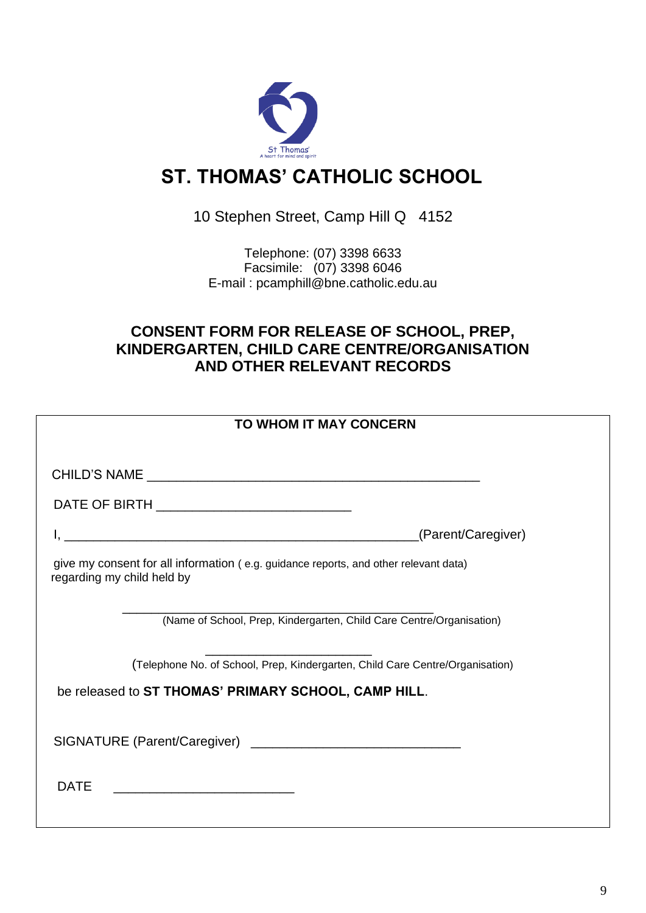St Thomas'
A heart for mind and spirit

# ST. THOMAS' CATHOLIC SCHOOL

10 Stephen Street, Camp Hill Q 4152

Telephone: (07) 3398 6633
Facsimile: (07) 3398 6046
E-mail : pcamphill@bne.catholic.edu.au

## CONSENT FORM FOR RELEASE OF SCHOOL, PREP, KINDERGARTEN, CHILD CARE CENTRE/ORGANISATION AND OTHER RELEVANT RECORDS

**TO WHOM IT MAY CONCERN**

CHILD'S NAME _______________________________________________

DATE OF BIRTH ____________________________

I, ____________________________________________________(Parent/Caregiver)

give my consent for all information ( e.g. guidance reports, and other relevant data) regarding my child held by

_______________________________________________
(Name of School, Prep, Kindergarten, Child Care Centre/Organisation)

________________________
(Telephone No. of School, Prep, Kindergarten, Child Care Centre/Organisation)

be released to **ST THOMAS' PRIMARY SCHOOL, CAMP HILL**.

SIGNATURE (Parent/Caregiver) ______________________________

DATE __________________________